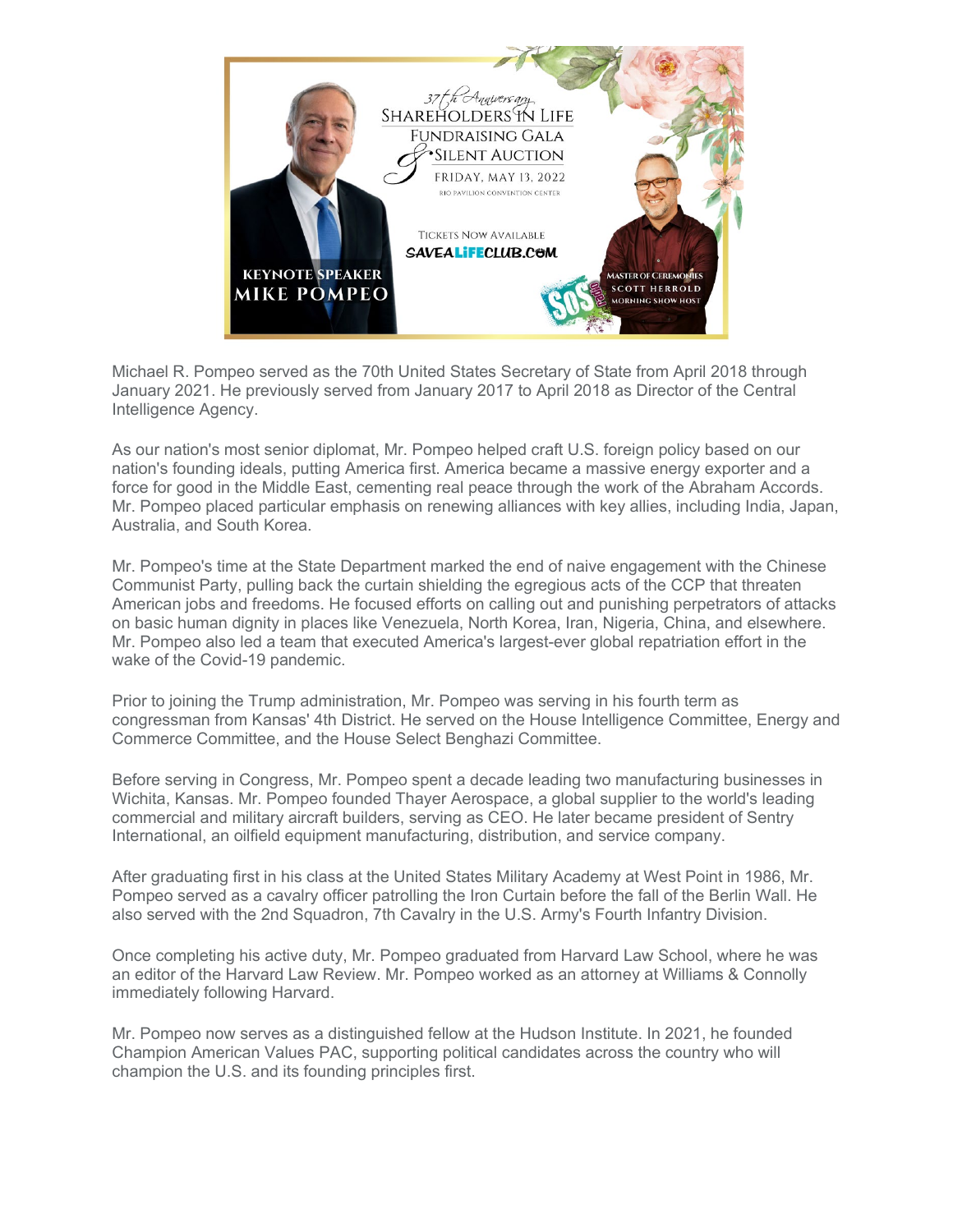37th Anniversary

SHAREHOLDERS IN LIFE

FUNDRAISING GALA

& SILENT AUCTION

FRIDAY, MAY 13, 2022

RIO PAVILION CONVENTION CENTER

TICKETS NOW AVAILABLE

SAVEALIFECLUB.COM

**KEYNOTE SPEAKER**
**MIKE POMPEO**

**MASTER OF CEREMONIES**
**SCOTT HERROLD**
**MORNING SHOW HOST**

Michael R. Pompeo served as the 70th United States Secretary of State from April 2018 through January 2021. He previously served from January 2017 to April 2018 as Director of the Central Intelligence Agency.

As our nation's most senior diplomat, Mr. Pompeo helped craft U.S. foreign policy based on our nation's founding ideals, putting America first. America became a massive energy exporter and a force for good in the Middle East, cementing real peace through the work of the Abraham Accords. Mr. Pompeo placed particular emphasis on renewing alliances with key allies, including India, Japan, Australia, and South Korea.

Mr. Pompeo's time at the State Department marked the end of naive engagement with the Chinese Communist Party, pulling back the curtain shielding the egregious acts of the CCP that threaten American jobs and freedoms. He focused efforts on calling out and punishing perpetrators of attacks on basic human dignity in places like Venezuela, North Korea, Iran, Nigeria, China, and elsewhere. Mr. Pompeo also led a team that executed America's largest-ever global repatriation effort in the wake of the Covid-19 pandemic.

Prior to joining the Trump administration, Mr. Pompeo was serving in his fourth term as congressman from Kansas' 4th District. He served on the House Intelligence Committee, Energy and Commerce Committee, and the House Select Benghazi Committee.

Before serving in Congress, Mr. Pompeo spent a decade leading two manufacturing businesses in Wichita, Kansas. Mr. Pompeo founded Thayer Aerospace, a global supplier to the world's leading commercial and military aircraft builders, serving as CEO. He later became president of Sentry International, an oilfield equipment manufacturing, distribution, and service company.

After graduating first in his class at the United States Military Academy at West Point in 1986, Mr. Pompeo served as a cavalry officer patrolling the Iron Curtain before the fall of the Berlin Wall. He also served with the 2nd Squadron, 7th Cavalry in the U.S. Army's Fourth Infantry Division.

Once completing his active duty, Mr. Pompeo graduated from Harvard Law School, where he was an editor of the Harvard Law Review. Mr. Pompeo worked as an attorney at Williams & Connolly immediately following Harvard.

Mr. Pompeo now serves as a distinguished fellow at the Hudson Institute. In 2021, he founded Champion American Values PAC, supporting political candidates across the country who will champion the U.S. and its founding principles first.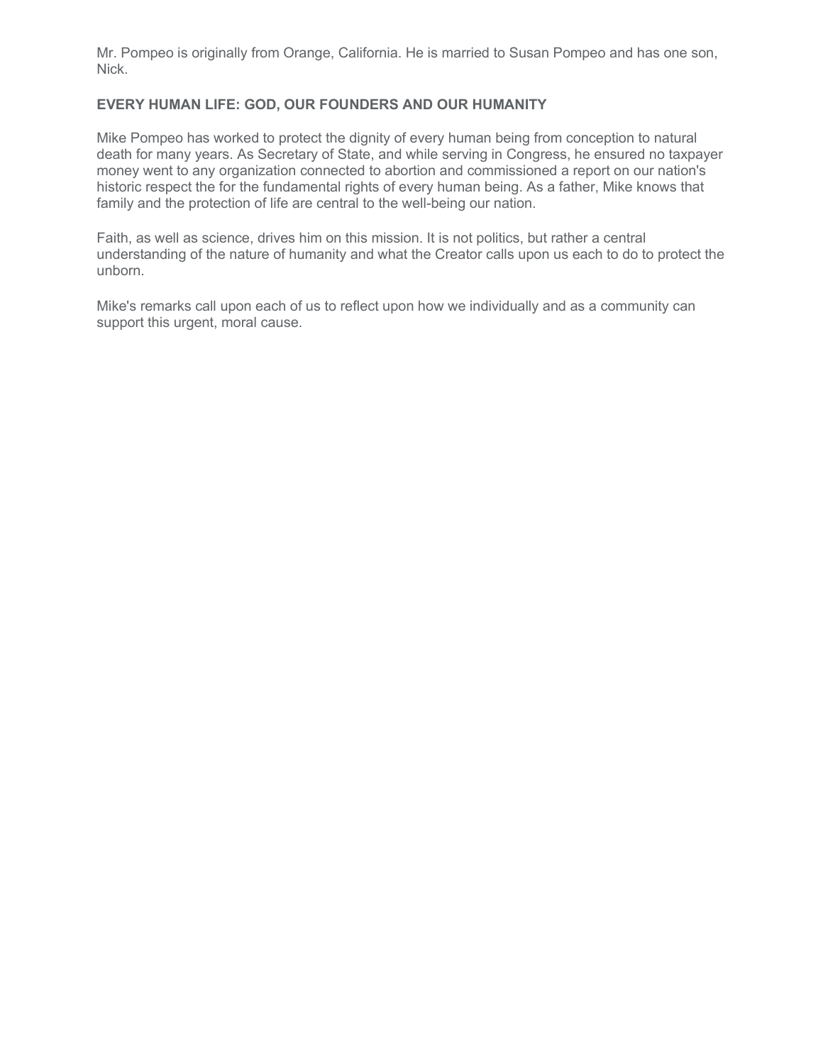Mr. Pompeo is originally from Orange, California. He is married to Susan Pompeo and has one son, Nick.

**EVERY HUMAN LIFE: GOD, OUR FOUNDERS AND OUR HUMANITY**

Mike Pompeo has worked to protect the dignity of every human being from conception to natural death for many years. As Secretary of State, and while serving in Congress, he ensured no taxpayer money went to any organization connected to abortion and commissioned a report on our nation's historic respect the for the fundamental rights of every human being. As a father, Mike knows that family and the protection of life are central to the well-being our nation.

Faith, as well as science, drives him on this mission. It is not politics, but rather a central understanding of the nature of humanity and what the Creator calls upon us each to do to protect the unborn.

Mike's remarks call upon each of us to reflect upon how we individually and as a community can support this urgent, moral cause.